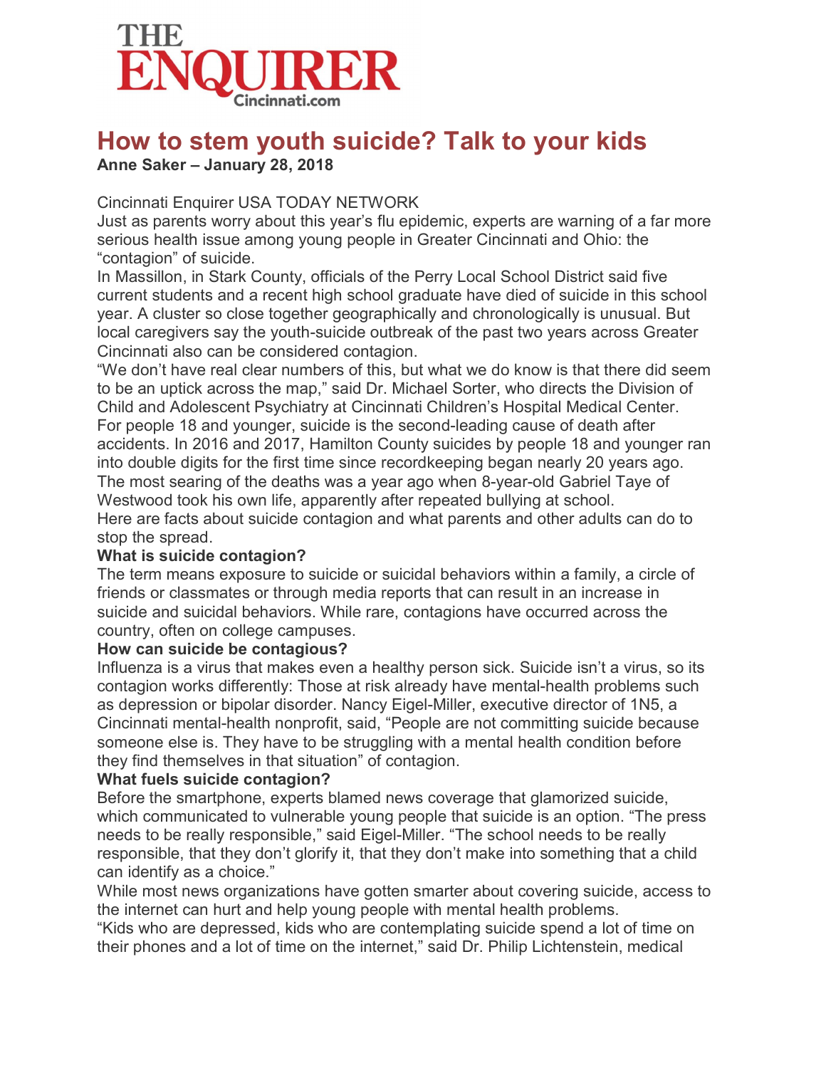THE ENQUIRER
Cincinnati.com

# How to stem youth suicide? Talk to your kids

**Anne Saker – January 28, 2018**

Cincinnati Enquirer USA TODAY NETWORK

Just as parents worry about this year's flu epidemic, experts are warning of a far more serious health issue among young people in Greater Cincinnati and Ohio: the "contagion" of suicide.

In Massillon, in Stark County, officials of the Perry Local School District said five current students and a recent high school graduate have died of suicide in this school year. A cluster so close together geographically and chronologically is unusual. But local caregivers say the youth-suicide outbreak of the past two years across Greater Cincinnati also can be considered contagion.

"We don't have real clear numbers of this, but what we do know is that there did seem to be an uptick across the map," said Dr. Michael Sorter, who directs the Division of Child and Adolescent Psychiatry at Cincinnati Children's Hospital Medical Center.

For people 18 and younger, suicide is the second-leading cause of death after accidents. In 2016 and 2017, Hamilton County suicides by people 18 and younger ran into double digits for the first time since recordkeeping began nearly 20 years ago.

The most searing of the deaths was a year ago when 8-year-old Gabriel Taye of Westwood took his own life, apparently after repeated bullying at school.

Here are facts about suicide contagion and what parents and other adults can do to stop the spread.

**What is suicide contagion?**

The term means exposure to suicide or suicidal behaviors within a family, a circle of friends or classmates or through media reports that can result in an increase in suicide and suicidal behaviors. While rare, contagions have occurred across the country, often on college campuses.

**How can suicide be contagious?**

Influenza is a virus that makes even a healthy person sick. Suicide isn't a virus, so its contagion works differently: Those at risk already have mental-health problems such as depression or bipolar disorder. Nancy Eigel-Miller, executive director of 1N5, a Cincinnati mental-health nonprofit, said, "People are not committing suicide because someone else is. They have to be struggling with a mental health condition before they find themselves in that situation" of contagion.

**What fuels suicide contagion?**

Before the smartphone, experts blamed news coverage that glamorized suicide, which communicated to vulnerable young people that suicide is an option. "The press needs to be really responsible," said Eigel-Miller. "The school needs to be really responsible, that they don't glorify it, that they don't make into something that a child can identify as a choice."

While most news organizations have gotten smarter about covering suicide, access to the internet can hurt and help young people with mental health problems.

"Kids who are depressed, kids who are contemplating suicide spend a lot of time on their phones and a lot of time on the internet," said Dr. Philip Lichtenstein, medical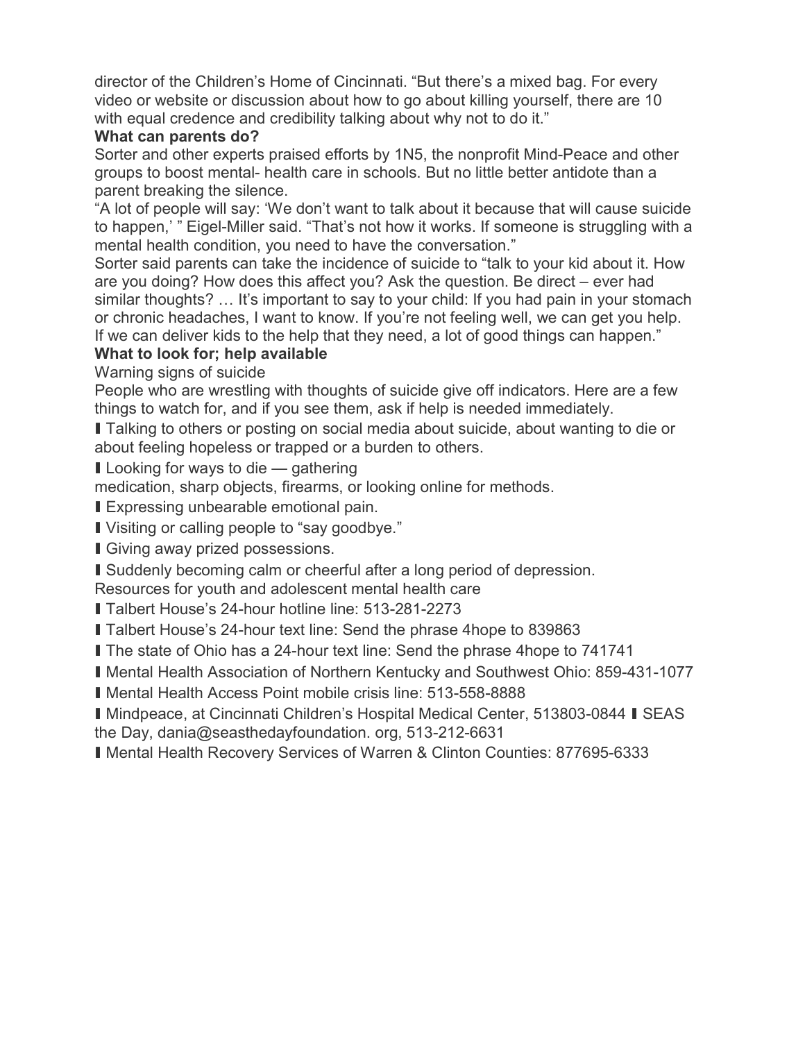director of the Children's Home of Cincinnati. "But there's a mixed bag. For every video or website or discussion about how to go about killing yourself, there are 10 with equal credence and credibility talking about why not to do it."

**What can parents do?**

Sorter and other experts praised efforts by 1N5, the nonprofit Mind-Peace and other groups to boost mental- health care in schools. But no little better antidote than a parent breaking the silence.

"A lot of people will say: 'We don't want to talk about it because that will cause suicide to happen,' " Eigel-Miller said. "That's not how it works. If someone is struggling with a mental health condition, you need to have the conversation."

Sorter said parents can take the incidence of suicide to "talk to your kid about it. How are you doing? How does this affect you? Ask the question. Be direct – ever had similar thoughts? … It's important to say to your child: If you had pain in your stomach or chronic headaches, I want to know. If you're not feeling well, we can get you help. If we can deliver kids to the help that they need, a lot of good things can happen."

**What to look for; help available**

Warning signs of suicide

People who are wrestling with thoughts of suicide give off indicators. Here are a few things to watch for, and if you see them, ask if help is needed immediately.

- Talking to others or posting on social media about suicide, about wanting to die or about feeling hopeless or trapped or a burden to others.
- Looking for ways to die — gathering medication, sharp objects, firearms, or looking online for methods.
- Expressing unbearable emotional pain.
- Visiting or calling people to "say goodbye."
- Giving away prized possessions.
- Suddenly becoming calm or cheerful after a long period of depression.

Resources for youth and adolescent mental health care

- Talbert House's 24-hour hotline line: 513-281-2273
- Talbert House's 24-hour text line: Send the phrase 4hope to 839863
- The state of Ohio has a 24-hour text line: Send the phrase 4hope to 741741
- Mental Health Association of Northern Kentucky and Southwest Ohio: 859-431-1077
- Mental Health Access Point mobile crisis line: 513-558-8888
- Mindpeace, at Cincinnati Children's Hospital Medical Center, 513803-0844
- SEAS the Day, dania@seasthedayfoundation. org, 513-212-6631
- Mental Health Recovery Services of Warren & Clinton Counties: 877695-6333